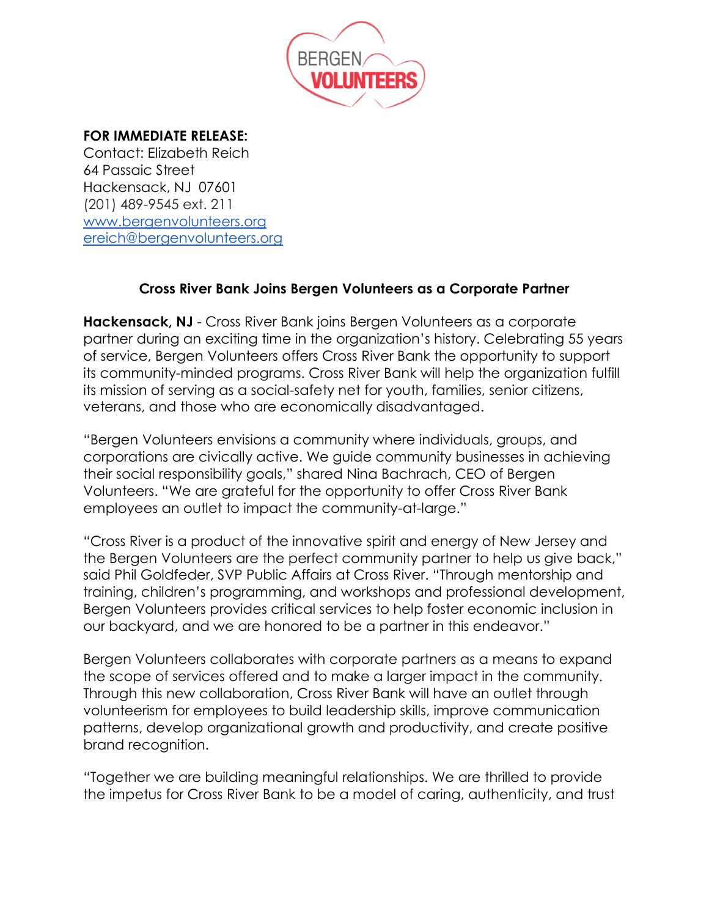**FOR IMMEDIATE RELEASE:**
Contact: Elizabeth Reich
64 Passaic Street
Hackensack, NJ 07601
(201) 489-9545 ext. 211
[www.bergenvolunteers.org](http://www.bergenvolunteers.org)
[ereich@bergenvolunteers.org](mailto:ereich@bergenvolunteers.org)

## Cross River Bank Joins Bergen Volunteers as a Corporate Partner

**Hackensack, NJ** - Cross River Bank joins Bergen Volunteers as a corporate partner during an exciting time in the organization's history. Celebrating 55 years of service, Bergen Volunteers offers Cross River Bank the opportunity to support its community-minded programs. Cross River Bank will help the organization fulfill its mission of serving as a social-safety net for youth, families, senior citizens, veterans, and those who are economically disadvantaged.

"Bergen Volunteers envisions a community where individuals, groups, and corporations are civically active. We guide community businesses in achieving their social responsibility goals," shared Nina Bachrach, CEO of Bergen Volunteers. "We are grateful for the opportunity to offer Cross River Bank employees an outlet to impact the community-at-large."

"Cross River is a product of the innovative spirit and energy of New Jersey and the Bergen Volunteers are the perfect community partner to help us give back," said Phil Goldfeder, SVP Public Affairs at Cross River. "Through mentorship and training, children's programming, and workshops and professional development, Bergen Volunteers provides critical services to help foster economic inclusion in our backyard, and we are honored to be a partner in this endeavor."

Bergen Volunteers collaborates with corporate partners as a means to expand the scope of services offered and to make a larger impact in the community. Through this new collaboration, Cross River Bank will have an outlet through volunteerism for employees to build leadership skills, improve communication patterns, develop organizational growth and productivity, and create positive brand recognition.

"Together we are building meaningful relationships. We are thrilled to provide the impetus for Cross River Bank to be a model of caring, authenticity, and trust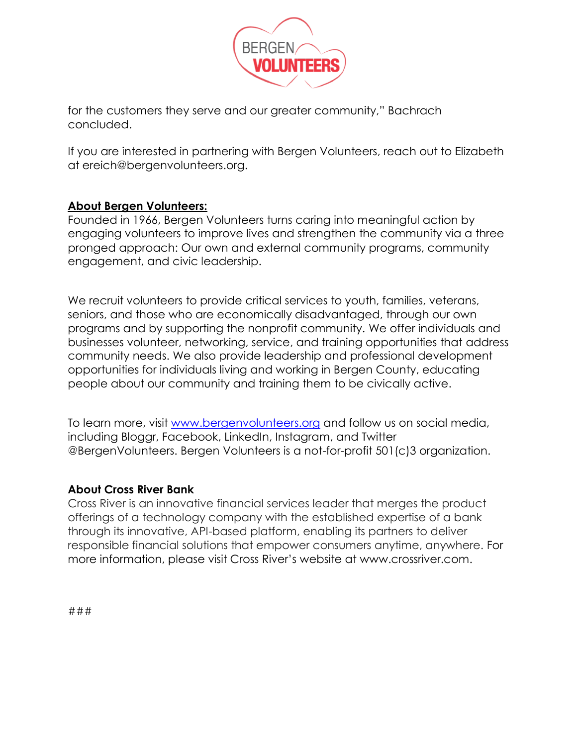for the customers they serve and our greater community," Bachrach concluded.

If you are interested in partnering with Bergen Volunteers, reach out to Elizabeth at ereich@bergenvolunteers.org.

**About Bergen Volunteers:**

Founded in 1966, Bergen Volunteers turns caring into meaningful action by engaging volunteers to improve lives and strengthen the community via a three pronged approach: Our own and external community programs, community engagement, and civic leadership.

We recruit volunteers to provide critical services to youth, families, veterans, seniors, and those who are economically disadvantaged, through our own programs and by supporting the nonprofit community. We offer individuals and businesses volunteer, networking, service, and training opportunities that address community needs. We also provide leadership and professional development opportunities for individuals living and working in Bergen County, educating people about our community and training them to be civically active.

To learn more, visit [www.bergenvolunteers.org](http://www.bergenvolunteers.org) and follow us on social media, including Bloggr, Facebook, LinkedIn, Instagram, and Twitter @BergenVolunteers. Bergen Volunteers is a not-for-profit 501(c)3 organization.

**About Cross River Bank**

Cross River is an innovative financial services leader that merges the product offerings of a technology company with the established expertise of a bank through its innovative, API-based platform, enabling its partners to deliver responsible financial solutions that empower consumers anytime, anywhere. For more information, please visit Cross River's website at www.crossriver.com.

###